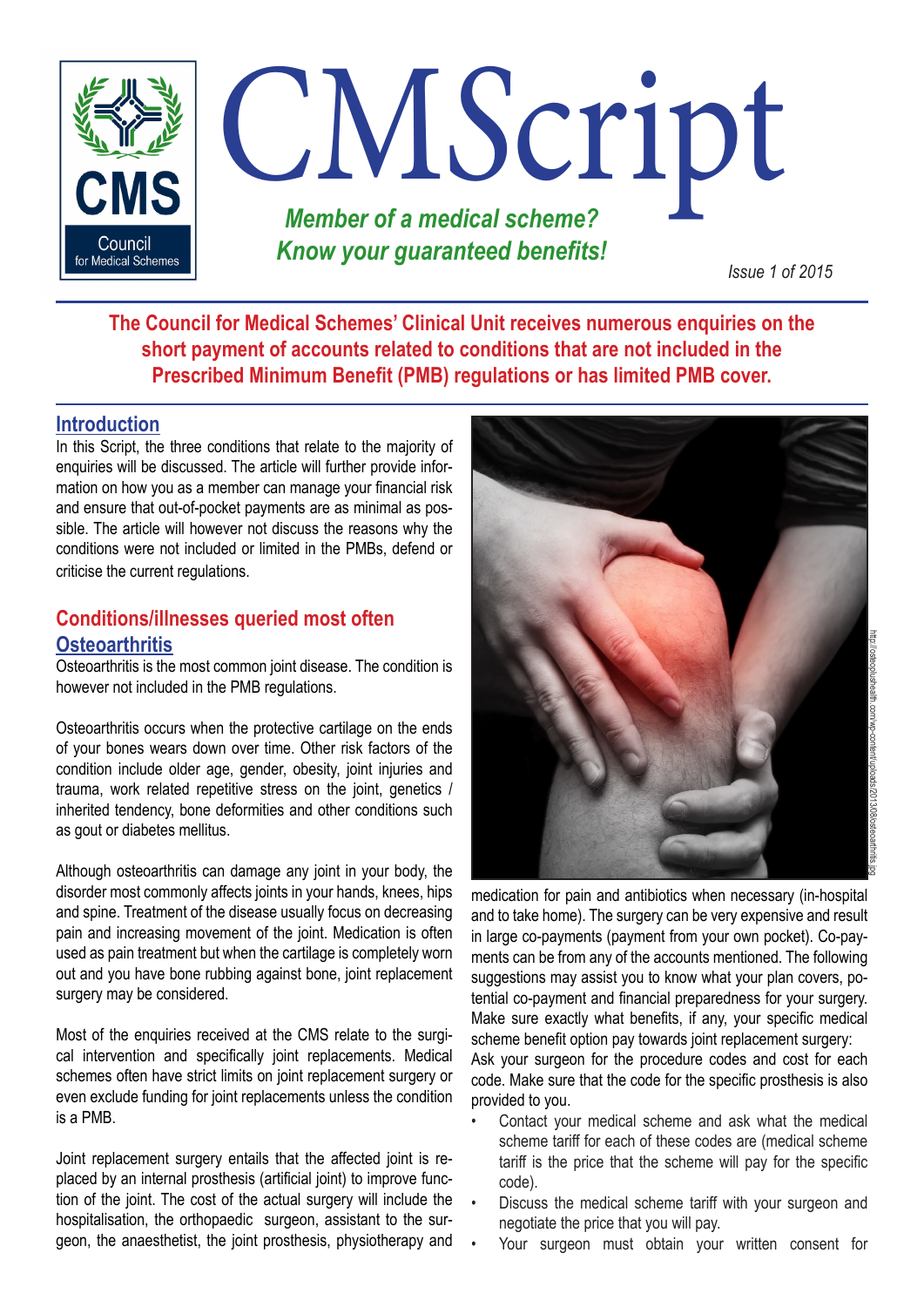# CMScript

***Member of a medical scheme? Know your guaranteed benefits!***

*Issue 1 of 2015*

**The Council for Medical Schemes' Clinical Unit receives numerous enquiries on the short payment of accounts related to conditions that are not included in the Prescribed Minimum Benefit (PMB) regulations or has limited PMB cover.**

## Introduction

In this Script, the three conditions that relate to the majority of enquiries will be discussed. The article will further provide information on how you as a member can manage your financial risk and ensure that out-of-pocket payments are as minimal as possible. The article will however not discuss the reasons why the conditions were not included or limited in the PMBs, defend or criticise the current regulations.

## Conditions/illnesses queried most often

### Osteoarthritis

Osteoarthritis is the most common joint disease. The condition is however not included in the PMB regulations.

Osteoarthritis occurs when the protective cartilage on the ends of your bones wears down over time. Other risk factors of the condition include older age, gender, obesity, joint injuries and trauma, work related repetitive stress on the joint, genetics / inherited tendency, bone deformities and other conditions such as gout or diabetes mellitus.

Although osteoarthritis can damage any joint in your body, the disorder most commonly affects joints in your hands, knees, hips and spine. Treatment of the disease usually focus on decreasing pain and increasing movement of the joint. Medication is often used as pain treatment but when the cartilage is completely worn out and you have bone rubbing against bone, joint replacement surgery may be considered.

Most of the enquiries received at the CMS relate to the surgical intervention and specifically joint replacements. Medical schemes often have strict limits on joint replacement surgery or even exclude funding for joint replacements unless the condition is a PMB.

Joint replacement surgery entails that the affected joint is replaced by an internal prosthesis (artificial joint) to improve function of the joint. The cost of the actual surgery will include the hospitalisation, the orthopaedic surgeon, assistant to the surgeon, the anaesthetist, the joint prosthesis, physiotherapy and medication for pain and antibiotics when necessary (in-hospital and to take home). The surgery can be very expensive and result in large co-payments (payment from your own pocket). Co-payments can be from any of the accounts mentioned. The following suggestions may assist you to know what your plan covers, potential co-payment and financial preparedness for your surgery. Make sure exactly what benefits, if any, your specific medical scheme benefit option pay towards joint replacement surgery:

Ask your surgeon for the procedure codes and cost for each code. Make sure that the code for the specific prosthesis is also provided to you.

- Contact your medical scheme and ask what the medical scheme tariff for each of these codes are (medical scheme tariff is the price that the scheme will pay for the specific code).
- Discuss the medical scheme tariff with your surgeon and negotiate the price that you will pay.
- Your surgeon must obtain your written consent for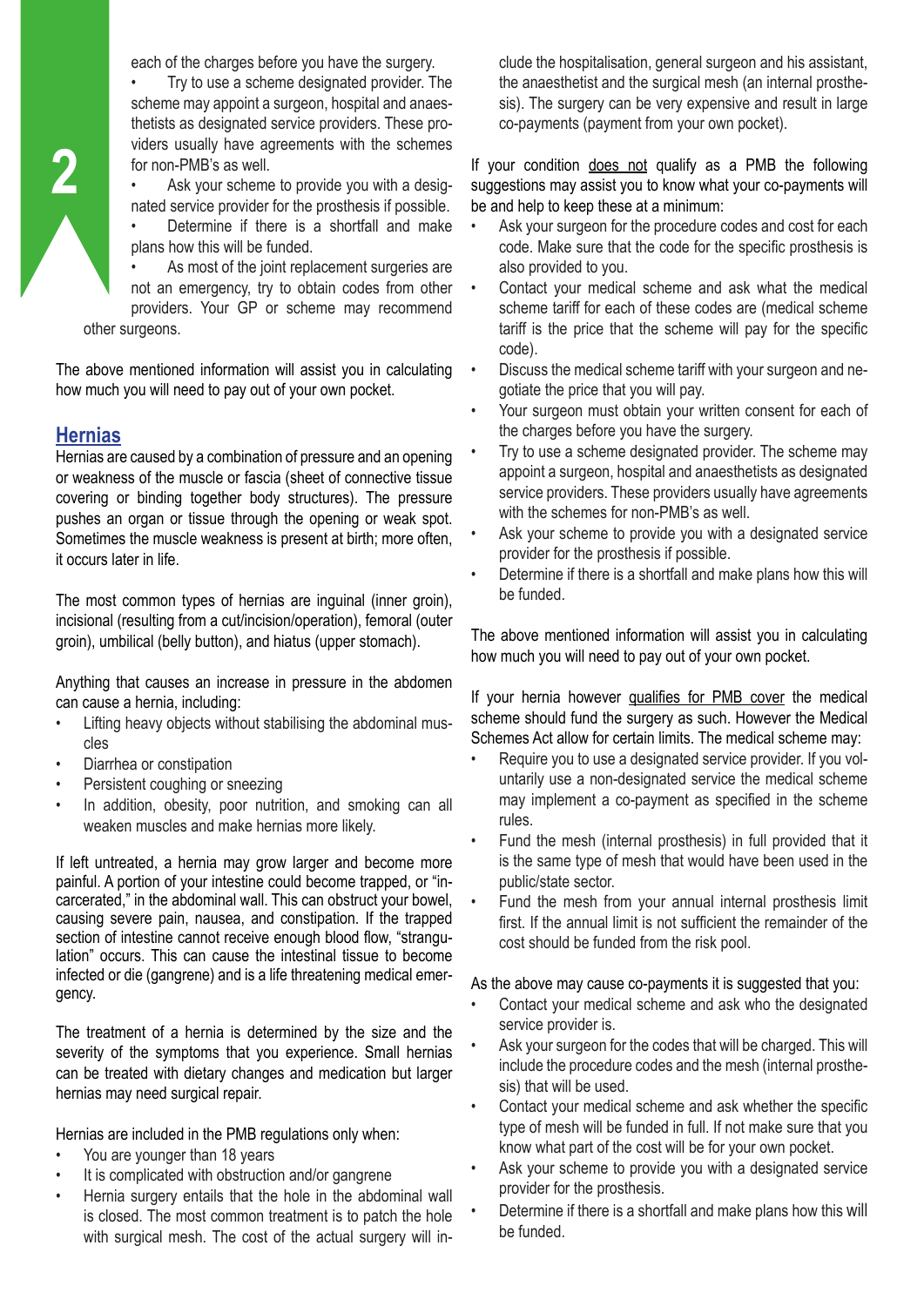each of the charges before you have the surgery.

- Try to use a scheme designated provider. The scheme may appoint a surgeon, hospital and anaesthetists as designated service providers. These providers usually have agreements with the schemes for non-PMB's as well.
- Ask your scheme to provide you with a designated service provider for the prosthesis if possible.
- Determine if there is a shortfall and make plans how this will be funded.
- As most of the joint replacement surgeries are not an emergency, try to obtain codes from other providers. Your GP or scheme may recommend other surgeons.

The above mentioned information will assist you in calculating how much you will need to pay out of your own pocket.

## Hernias

Hernias are caused by a combination of pressure and an opening or weakness of the muscle or fascia (sheet of connective tissue covering or binding together body structures). The pressure pushes an organ or tissue through the opening or weak spot. Sometimes the muscle weakness is present at birth; more often, it occurs later in life.

The most common types of hernias are inguinal (inner groin), incisional (resulting from a cut/incision/operation), femoral (outer groin), umbilical (belly button), and hiatus (upper stomach).

Anything that causes an increase in pressure in the abdomen can cause a hernia, including:

- Lifting heavy objects without stabilising the abdominal muscles
- Diarrhea or constipation
- Persistent coughing or sneezing
- In addition, obesity, poor nutrition, and smoking can all weaken muscles and make hernias more likely.

If left untreated, a hernia may grow larger and become more painful. A portion of your intestine could become trapped, or "incarcerated," in the abdominal wall. This can obstruct your bowel, causing severe pain, nausea, and constipation. If the trapped section of intestine cannot receive enough blood flow, "strangulation" occurs. This can cause the intestinal tissue to become infected or die (gangrene) and is a life threatening medical emergency.

The treatment of a hernia is determined by the size and the severity of the symptoms that you experience. Small hernias can be treated with dietary changes and medication but larger hernias may need surgical repair.

Hernias are included in the PMB regulations only when:

- You are younger than 18 years
- It is complicated with obstruction and/or gangrene
- Hernia surgery entails that the hole in the abdominal wall is closed. The most common treatment is to patch the hole with surgical mesh. The cost of the actual surgery will include the hospitalisation, general surgeon and his assistant, the anaesthetist and the surgical mesh (an internal prosthesis). The surgery can be very expensive and result in large co-payments (payment from your own pocket).

If your condition does not qualify as a PMB the following suggestions may assist you to know what your co-payments will be and help to keep these at a minimum:

- Ask your surgeon for the procedure codes and cost for each code. Make sure that the code for the specific prosthesis is also provided to you.
- Contact your medical scheme and ask what the medical scheme tariff for each of these codes are (medical scheme tariff is the price that the scheme will pay for the specific code).
- Discuss the medical scheme tariff with your surgeon and negotiate the price that you will pay.
- Your surgeon must obtain your written consent for each of the charges before you have the surgery.
- Try to use a scheme designated provider. The scheme may appoint a surgeon, hospital and anaesthetists as designated service providers. These providers usually have agreements with the schemes for non-PMB's as well.
- Ask your scheme to provide you with a designated service provider for the prosthesis if possible.
- Determine if there is a shortfall and make plans how this will be funded.

The above mentioned information will assist you in calculating how much you will need to pay out of your own pocket.

If your hernia however qualifies for PMB cover the medical scheme should fund the surgery as such. However the Medical Schemes Act allow for certain limits. The medical scheme may:

- Require you to use a designated service provider. If you voluntarily use a non-designated service the medical scheme may implement a co-payment as specified in the scheme rules.
- Fund the mesh (internal prosthesis) in full provided that it is the same type of mesh that would have been used in the public/state sector.
- Fund the mesh from your annual internal prosthesis limit first. If the annual limit is not sufficient the remainder of the cost should be funded from the risk pool.

As the above may cause co-payments it is suggested that you:

- Contact your medical scheme and ask who the designated service provider is.
- Ask your surgeon for the codes that will be charged. This will include the procedure codes and the mesh (internal prosthesis) that will be used.
- Contact your medical scheme and ask whether the specific type of mesh will be funded in full. If not make sure that you know what part of the cost will be for your own pocket.
- Ask your scheme to provide you with a designated service provider for the prosthesis.
- Determine if there is a shortfall and make plans how this will be funded.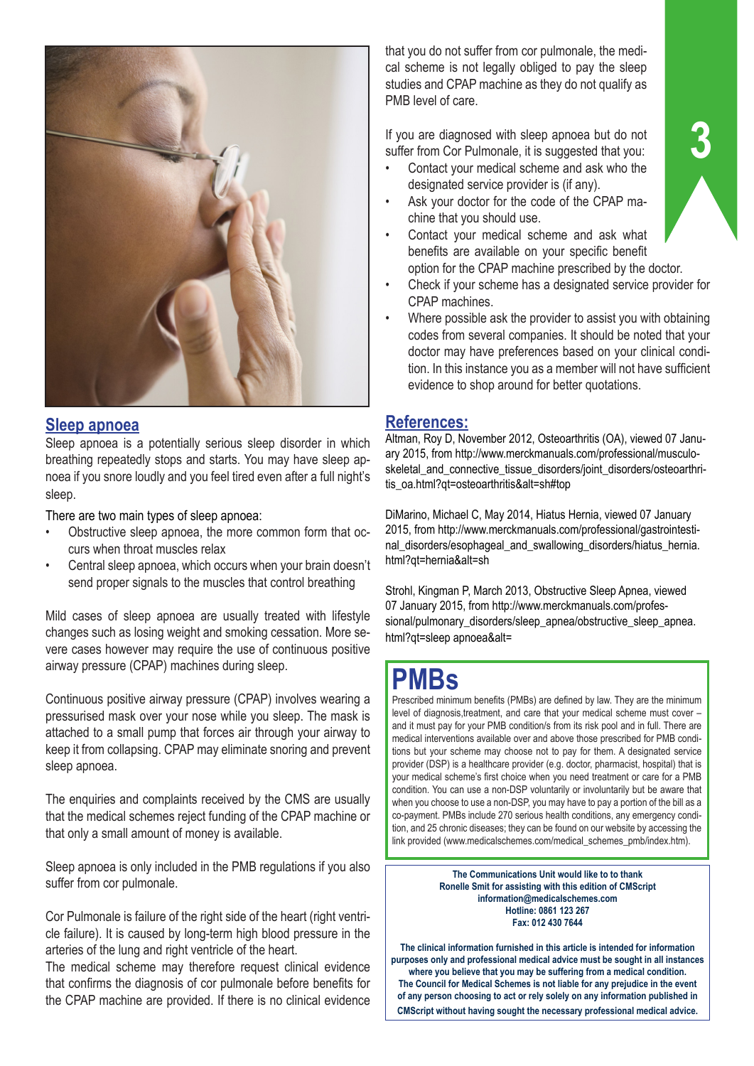## Sleep apnoea

Sleep apnoea is a potentially serious sleep disorder in which breathing repeatedly stops and starts. You may have sleep apnoea if you snore loudly and you feel tired even after a full night's sleep.

There are two main types of sleep apnoea:

- Obstructive sleep apnoea, the more common form that occurs when throat muscles relax
- Central sleep apnoea, which occurs when your brain doesn't send proper signals to the muscles that control breathing

Mild cases of sleep apnoea are usually treated with lifestyle changes such as losing weight and smoking cessation. More severe cases however may require the use of continuous positive airway pressure (CPAP) machines during sleep.

Continuous positive airway pressure (CPAP) involves wearing a pressurised mask over your nose while you sleep. The mask is attached to a small pump that forces air through your airway to keep it from collapsing. CPAP may eliminate snoring and prevent sleep apnoea.

The enquiries and complaints received by the CMS are usually that the medical schemes reject funding of the CPAP machine or that only a small amount of money is available.

Sleep apnoea is only included in the PMB regulations if you also suffer from cor pulmonale.

Cor Pulmonale is failure of the right side of the heart (right ventricle failure). It is caused by long-term high blood pressure in the arteries of the lung and right ventricle of the heart.

The medical scheme may therefore request clinical evidence that confirms the diagnosis of cor pulmonale before benefits for the CPAP machine are provided. If there is no clinical evidence that you do not suffer from cor pulmonale, the medical scheme is not legally obliged to pay the sleep studies and CPAP machine as they do not qualify as PMB level of care.

If you are diagnosed with sleep apnoea but do not suffer from Cor Pulmonale, it is suggested that you:

- Contact your medical scheme and ask who the designated service provider is (if any).
- Ask your doctor for the code of the CPAP machine that you should use.
- Contact your medical scheme and ask what benefits are available on your specific benefit option for the CPAP machine prescribed by the doctor.
- Check if your scheme has a designated service provider for CPAP machines.
- Where possible ask the provider to assist you with obtaining codes from several companies. It should be noted that your doctor may have preferences based on your clinical condition. In this instance you as a member will not have sufficient evidence to shop around for better quotations.

## References:

Altman, Roy D, November 2012, Osteoarthritis (OA), viewed 07 January 2015, from http://www.merckmanuals.com/professional/musculoskeletal_and_connective_tissue_disorders/joint_disorders/osteoarthritis_oa.html?qt=osteoarthritis&alt=sh#top

DiMarino, Michael C, May 2014, Hiatus Hernia, viewed 07 January 2015, from http://www.merckmanuals.com/professional/gastrointestinal_disorders/esophageal_and_swallowing_disorders/hiatus_hernia.html?qt=hernia&alt=sh

Strohl, Kingman P, March 2013, Obstructive Sleep Apnea, viewed 07 January 2015, from http://www.merckmanuals.com/professional/pulmonary_disorders/sleep_apnea/obstructive_sleep_apnea.html?qt=sleep apnoea&alt=

# PMBs

Prescribed minimum benefits (PMBs) are defined by law. They are the minimum level of diagnosis,treatment, and care that your medical scheme must cover – and it must pay for your PMB condition/s from its risk pool and in full. There are medical interventions available over and above those prescribed for PMB conditions but your scheme may choose not to pay for them. A designated service provider (DSP) is a healthcare provider (e.g. doctor, pharmacist, hospital) that is your medical scheme's first choice when you need treatment or care for a PMB condition. You can use a non-DSP voluntarily or involuntarily but be aware that when you choose to use a non-DSP, you may have to pay a portion of the bill as a co-payment. PMBs include 270 serious health conditions, any emergency condition, and 25 chronic diseases; they can be found on our website by accessing the link provided (www.medicalschemes.com/medical_schemes_pmb/index.htm).

**The Communications Unit would like to to thank Ronelle Smit for assisting with this edition of CMScript**
**information@medicalschemes.com**
**Hotline: 0861 123 267**
**Fax: 012 430 7644**

**The clinical information furnished in this article is intended for information purposes only and professional medical advice must be sought in all instances where you believe that you may be suffering from a medical condition. The Council for Medical Schemes is not liable for any prejudice in the event of any person choosing to act or rely solely on any information published in CMScript without having sought the necessary professional medical advice.**